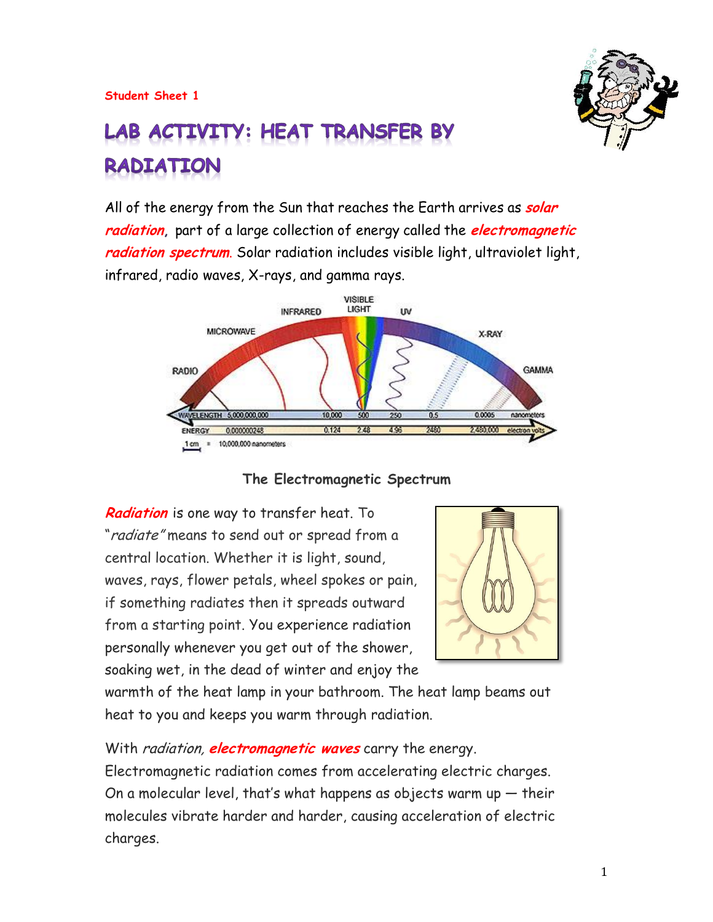Student Sheet 1

# LAB ACTIVITY: HEAT TRANSFER BY RADIATION

All of the energy from the Sun that reaches the Earth arrives as ***solar radiation***, part of a large collection of energy called the ***electromagnetic radiation spectrum***. Solar radiation includes visible light, ultraviolet light, infrared, radio waves, X-rays, and gamma rays.

**The Electromagnetic Spectrum**

***Radiation*** is one way to transfer heat. To "*radiate*" means to send out or spread from a central location. Whether it is light, sound, waves, rays, flower petals, wheel spokes or pain, if something radiates then it spreads outward from a starting point. You experience radiation personally whenever you get out of the shower, soaking wet, in the dead of winter and enjoy the warmth of the heat lamp in your bathroom. The heat lamp beams out heat to you and keeps you warm through radiation.

With *radiation*, ***electromagnetic waves*** carry the energy. Electromagnetic radiation comes from accelerating electric charges. On a molecular level, that's what happens as objects warm up — their molecules vibrate harder and harder, causing acceleration of electric charges.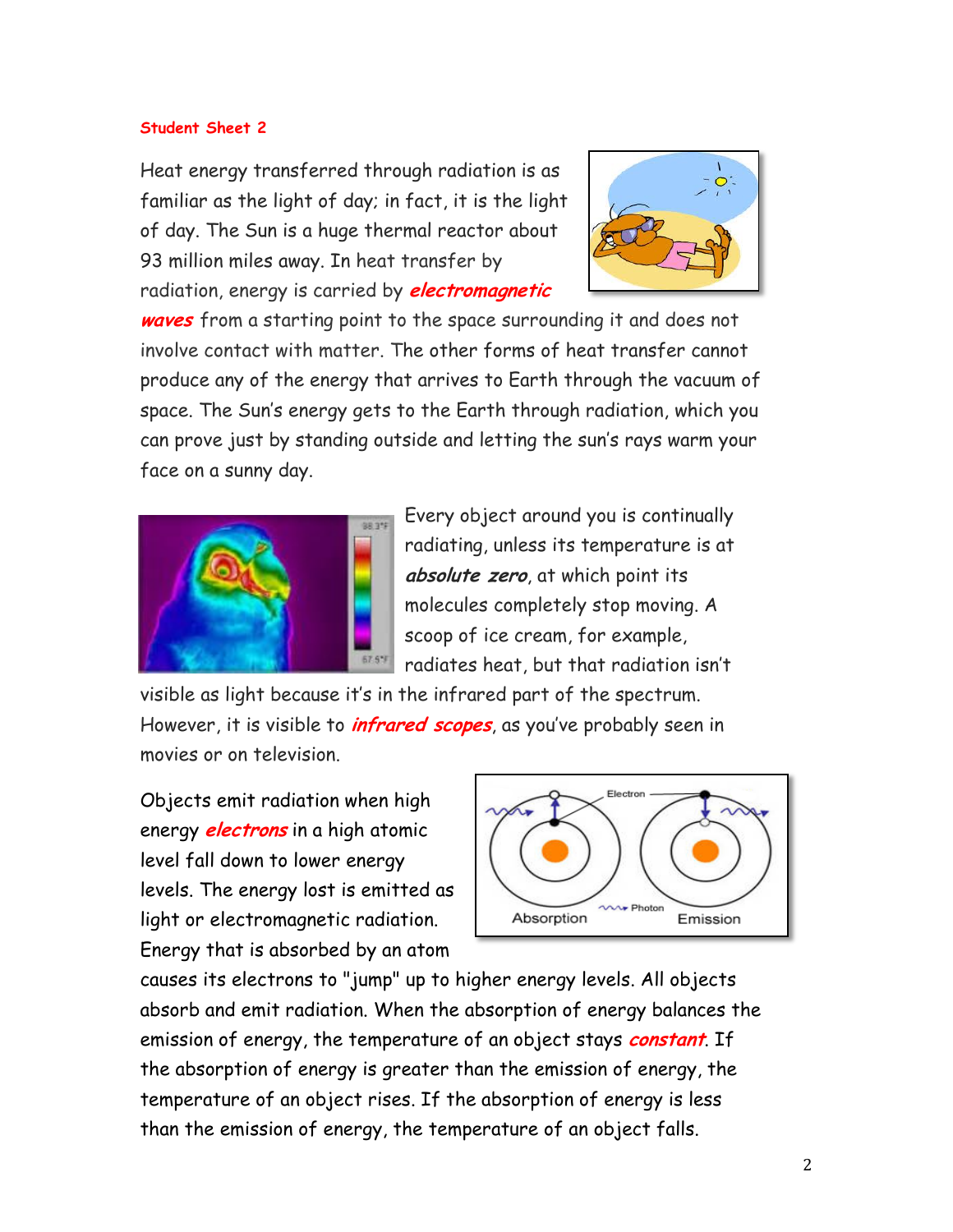**Student Sheet 2**

Heat energy transferred through radiation is as familiar as the light of day; in fact, it is the light of day. The Sun is a huge thermal reactor about 93 million miles away. In heat transfer by radiation, energy is carried by ***electromagnetic waves*** from a starting point to the space surrounding it and does not involve contact with matter. The other forms of heat transfer cannot produce any of the energy that arrives to Earth through the vacuum of space. The Sun's energy gets to the Earth through radiation, which you can prove just by standing outside and letting the sun's rays warm your face on a sunny day.

Every object around you is continually radiating, unless its temperature is at ***absolute zero***, at which point its molecules completely stop moving. A scoop of ice cream, for example, radiates heat, but that radiation isn't visible as light because it's in the infrared part of the spectrum. However, it is visible to ***infrared scopes***, as you've probably seen in movies or on television.

Objects emit radiation when high energy ***electrons*** in a high atomic level fall down to lower energy levels. The energy lost is emitted as light or electromagnetic radiation. Energy that is absorbed by an atom causes its electrons to "jump" up to higher energy levels. All objects absorb and emit radiation. When the absorption of energy balances the emission of energy, the temperature of an object stays ***constant***. If the absorption of energy is greater than the emission of energy, the temperature of an object rises. If the absorption of energy is less than the emission of energy, the temperature of an object falls.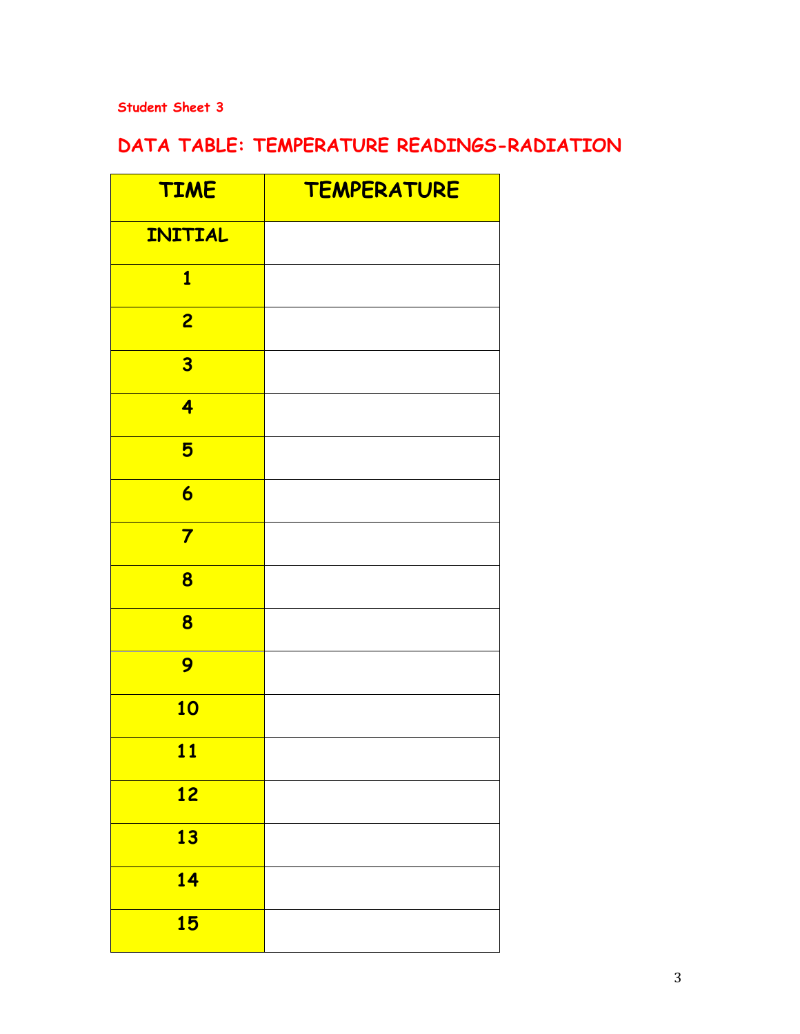Student Sheet 3

## DATA TABLE: TEMPERATURE READINGS-RADIATION

| TIME | TEMPERATURE |
|---|---|
| INITIAL | |
| 1 | |
| 2 | |
| 3 | |
| 4 | |
| 5 | |
| 6 | |
| 7 | |
| 8 | |
| 8 | |
| 9 | |
| 10 | |
| 11 | |
| 12 | |
| 13 | |
| 14 | |
| 15 | |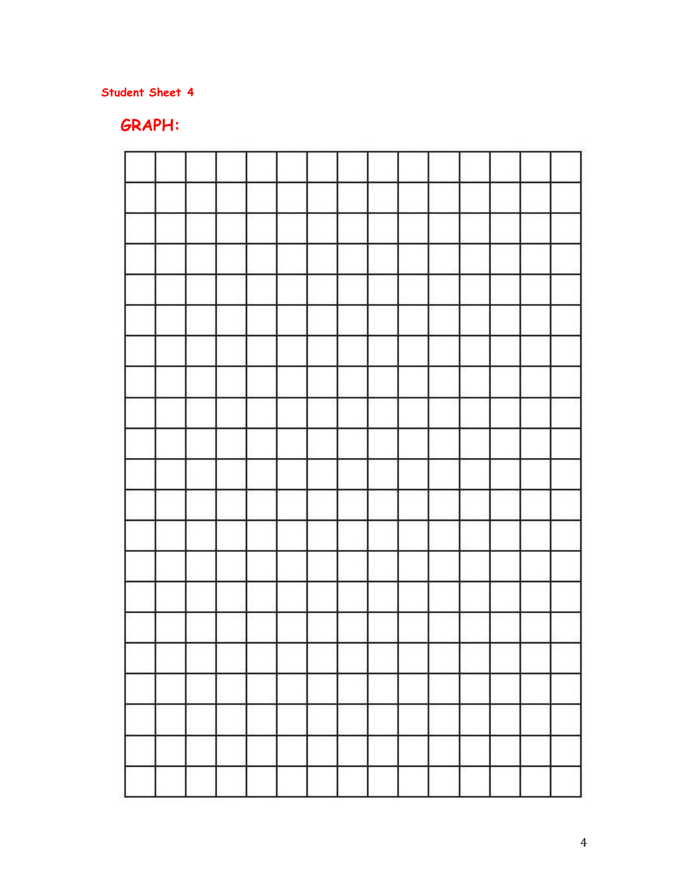Student Sheet 4

## GRAPH: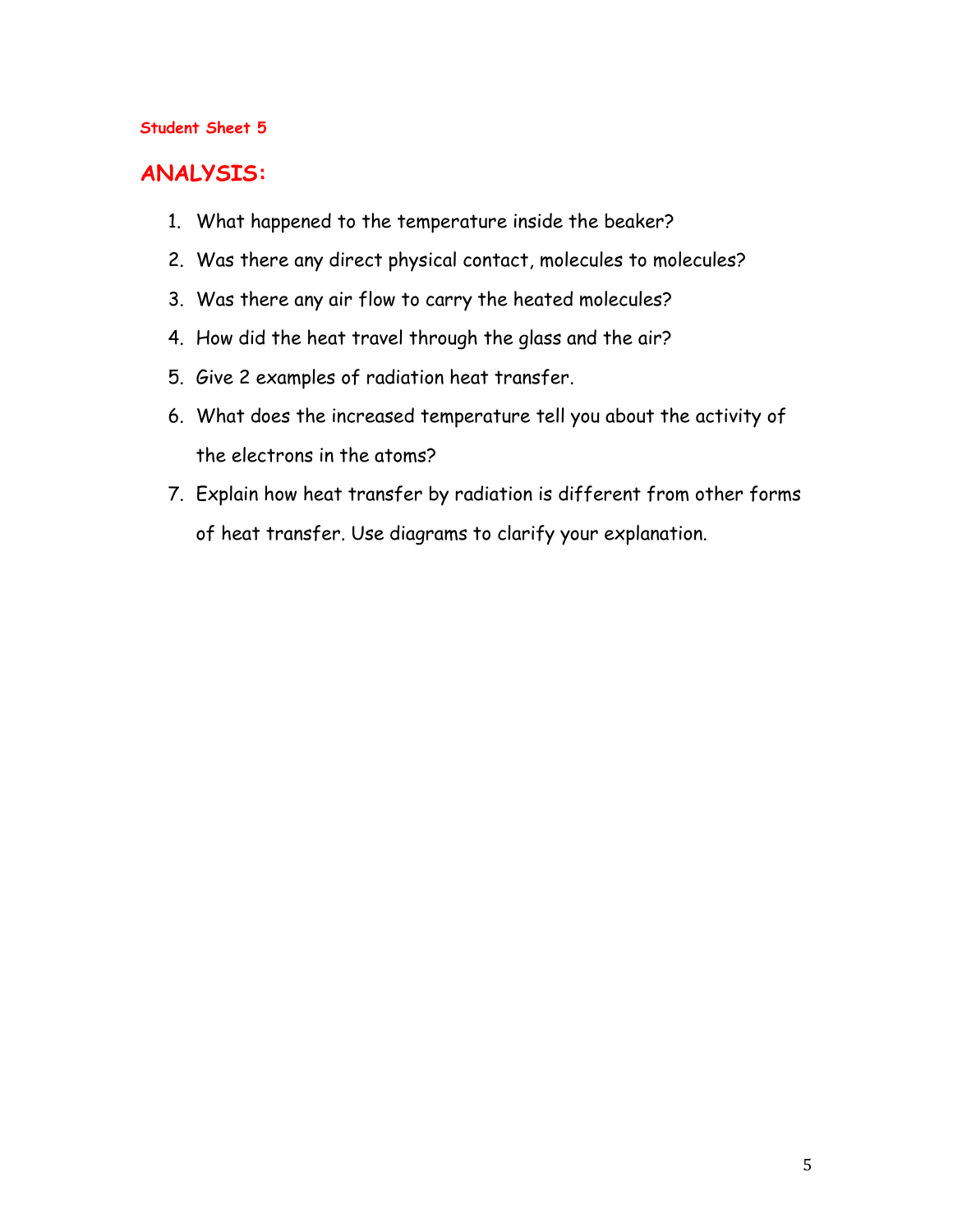**Student Sheet 5**

## ANALYSIS:

1. What happened to the temperature inside the beaker?
2. Was there any direct physical contact, molecules to molecules?
3. Was there any air flow to carry the heated molecules?
4. How did the heat travel through the glass and the air?
5. Give 2 examples of radiation heat transfer.
6. What does the increased temperature tell you about the activity of the electrons in the atoms?
7. Explain how heat transfer by radiation is different from other forms of heat transfer. Use diagrams to clarify your explanation.